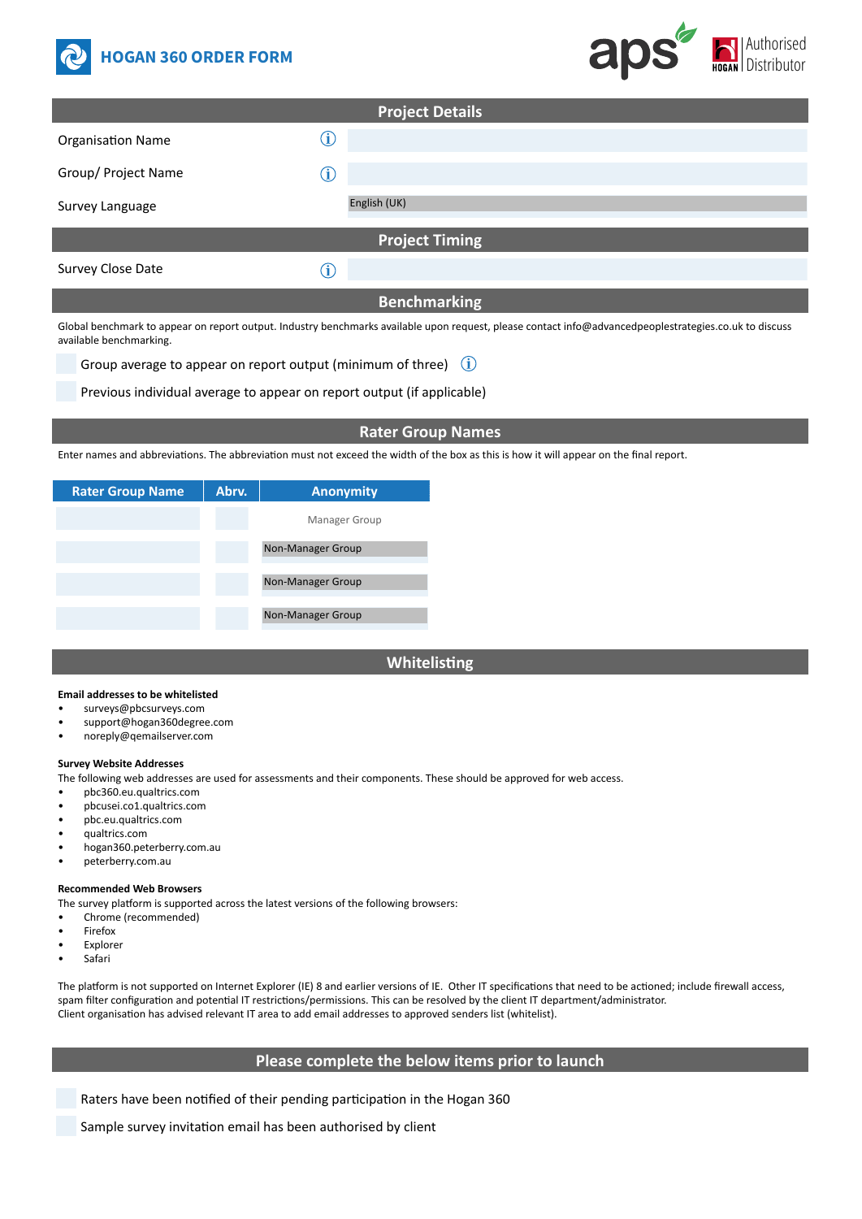# HOGAN 360 ORDER FORM

aps | Authorised Distributor

## Project Details

| | |
|---|---|
| Organisation Name | |
| Group/ Project Name | |
| Survey Language | English (UK) |

## Project Timing

| | |
|---|---|
| Survey Close Date | |

## Benchmarking

Global benchmark to appear on report output. Industry benchmarks available upon request, please contact info@advancedpeoplestrategies.co.uk to discuss available benchmarking.

- [ ] Group average to appear on report output (minimum of three)
- [ ] Previous individual average to appear on report output (if applicable)

## Rater Group Names

Enter names and abbreviations. The abbreviation must not exceed the width of the box as this is how it will appear on the final report.

| Rater Group Name | Abrv. | Anonymity |
|---|---|---|
| | | Manager Group |
| | | Non-Manager Group |
| | | Non-Manager Group |
| | | Non-Manager Group |

## Whitelisting

**Email addresses to be whitelisted**

- surveys@pbcsurveys.com
- support@hogan360degree.com
- noreply@qemailserver.com

**Survey Website Addresses**

The following web addresses are used for assessments and their components. These should be approved for web access.

- pbc360.eu.qualtrics.com
- pbcusei.co1.qualtrics.com
- pbc.eu.qualtrics.com
- qualtrics.com
- hogan360.peterberry.com.au
- peterberry.com.au

**Recommended Web Browsers**

The survey platform is supported across the latest versions of the following browsers:

- Chrome (recommended)
- Firefox
- Explorer
- Safari

The platform is not supported on Internet Explorer (IE) 8 and earlier versions of IE. Other IT specifications that need to be actioned; include firewall access, spam filter configuration and potential IT restrictions/permissions. This can be resolved by the client IT department/administrator.
Client organisation has advised relevant IT area to add email addresses to approved senders list (whitelist).

## Please complete the below items prior to launch

- [ ] Raters have been notified of their pending participation in the Hogan 360
- [ ] Sample survey invitation email has been authorised by client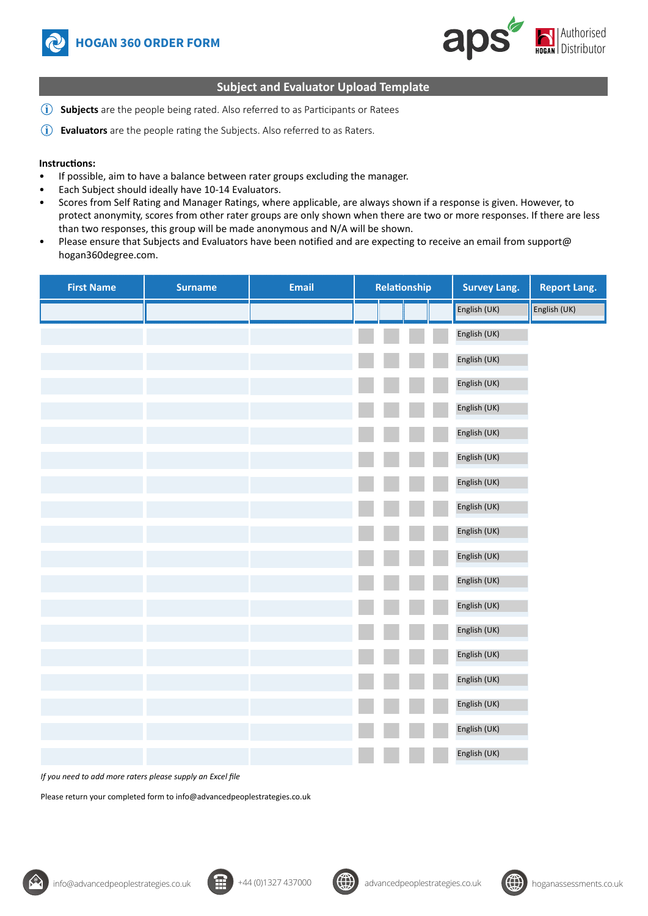# HOGAN 360 ORDER FORM

Authorised Distributor

## Subject and Evaluator Upload Template

**Subjects** are the people being rated. Also referred to as Participants or Ratees

**Evaluators** are the people rating the Subjects. Also referred to as Raters.

**Instructions:**

- If possible, aim to have a balance between rater groups excluding the manager.
- Each Subject should ideally have 10-14 Evaluators.
- Scores from Self Rating and Manager Ratings, where applicable, are always shown if a response is given. However, to protect anonymity, scores from other rater groups are only shown when there are two or more responses. If there are less than two responses, this group will be made anonymous and N/A will be shown.
- Please ensure that Subjects and Evaluators have been notified and are expecting to receive an email from support@ hogan360degree.com.

| First Name | Surname | Email | Relationship | | | | Survey Lang. | Report Lang. |
|---|---|---|---|---|---|---|---|---|
| | | | | | | | English (UK) | English (UK) |
| | | | | | | | English (UK) | |
| | | | | | | | English (UK) | |
| | | | | | | | English (UK) | |
| | | | | | | | English (UK) | |
| | | | | | | | English (UK) | |
| | | | | | | | English (UK) | |
| | | | | | | | English (UK) | |
| | | | | | | | English (UK) | |
| | | | | | | | English (UK) | |
| | | | | | | | English (UK) | |
| | | | | | | | English (UK) | |
| | | | | | | | English (UK) | |
| | | | | | | | English (UK) | |
| | | | | | | | English (UK) | |
| | | | | | | | English (UK) | |
| | | | | | | | English (UK) | |
| | | | | | | | English (UK) | |
| | | | | | | | English (UK) | |

*If you need to add more raters please supply an Excel file*

Please return your completed form to info@advancedpeoplestrategies.co.uk

info@advancedpeoplestrategies.co.uk | +44 (0)1327 437000 | advancedpeoplestrategies.co.uk | hoganassessments.co.uk